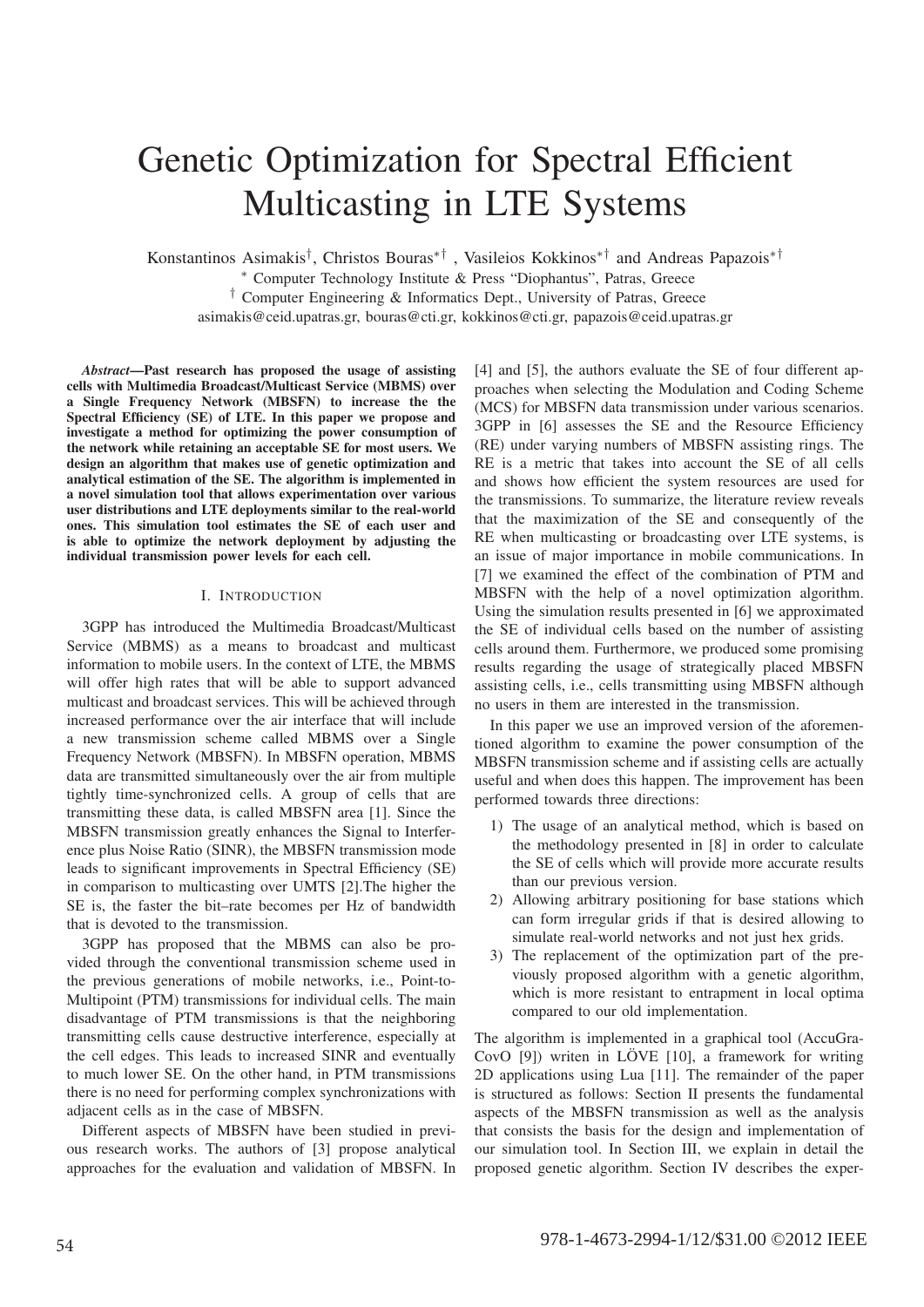# Genetic Optimization for Spectral Efficient Multicasting in LTE Systems

Konstantinos Asimakis[†], Christos Bouras[*†], Vasileios Kokkinos[*†] and Andreas Papazois[*†]

[*] Computer Technology Institute & Press "Diophantus", Patras, Greece

[†] Computer Engineering & Informatics Dept., University of Patras, Greece

asimakis@ceid.upatras.gr, bouras@cti.gr, kokkinos@cti.gr, papazois@ceid.upatras.gr

***Abstract*—Past research has proposed the usage of assisting cells with Multimedia Broadcast/Multicast Service (MBMS) over a Single Frequency Network (MBSFN) to increase the the Spectral Efficiency (SE) of LTE. In this paper we propose and investigate a method for optimizing the power consumption of the network while retaining an acceptable SE for most users. We design an algorithm that makes use of genetic optimization and analytical estimation of the SE. The algorithm is implemented in a novel simulation tool that allows experimentation over various user distributions and LTE deployments similar to the real-world ones. This simulation tool estimates the SE of each user and is able to optimize the network deployment by adjusting the individual transmission power levels for each cell.**

## I. Introduction

3GPP has introduced the Multimedia Broadcast/Multicast Service (MBMS) as a means to broadcast and multicast information to mobile users. In the context of LTE, the MBMS will offer high rates that will be able to support advanced multicast and broadcast services. This will be achieved through increased performance over the air interface that will include a new transmission scheme called MBMS over a Single Frequency Network (MBSFN). In MBSFN operation, MBMS data are transmitted simultaneously over the air from multiple tightly time-synchronized cells. A group of cells that are transmitting these data, is called MBSFN area [1]. Since the MBSFN transmission greatly enhances the Signal to Interference plus Noise Ratio (SINR), the MBSFN transmission mode leads to significant improvements in Spectral Efficiency (SE) in comparison to multicasting over UMTS [2].The higher the SE is, the faster the bit–rate becomes per Hz of bandwidth that is devoted to the transmission.

3GPP has proposed that the MBMS can also be provided through the conventional transmission scheme used in the previous generations of mobile networks, i.e., Point-to-Multipoint (PTM) transmissions for individual cells. The main disadvantage of PTM transmissions is that the neighboring transmitting cells cause destructive interference, especially at the cell edges. This leads to increased SINR and eventually to much lower SE. On the other hand, in PTM transmissions there is no need for performing complex synchronizations with adjacent cells as in the case of MBSFN.

Different aspects of MBSFN have been studied in previous research works. The authors of [3] propose analytical approaches for the evaluation and validation of MBSFN. In [4] and [5], the authors evaluate the SE of four different approaches when selecting the Modulation and Coding Scheme (MCS) for MBSFN data transmission under various scenarios. 3GPP in [6] assesses the SE and the Resource Efficiency (RE) under varying numbers of MBSFN assisting rings. The RE is a metric that takes into account the SE of all cells and shows how efficient the system resources are used for the transmissions. To summarize, the literature review reveals that the maximization of the SE and consequently of the RE when multicasting or broadcasting over LTE systems, is an issue of major importance in mobile communications. In [7] we examined the effect of the combination of PTM and MBSFN with the help of a novel optimization algorithm. Using the simulation results presented in [6] we approximated the SE of individual cells based on the number of assisting cells around them. Furthermore, we produced some promising results regarding the usage of strategically placed MBSFN assisting cells, i.e., cells transmitting using MBSFN although no users in them are interested in the transmission.

In this paper we use an improved version of the aforementioned algorithm to examine the power consumption of the MBSFN transmission scheme and if assisting cells are actually useful and when does this happen. The improvement has been performed towards three directions:

1) The usage of an analytical method, which is based on the methodology presented in [8] in order to calculate the SE of cells which will provide more accurate results than our previous version.
2) Allowing arbitrary positioning for base stations which can form irregular grids if that is desired allowing to simulate real-world networks and not just hex grids.
3) The replacement of the optimization part of the previously proposed algorithm with a genetic algorithm, which is more resistant to entrapment in local optima compared to our old implementation.

The algorithm is implemented in a graphical tool (AccuGraCovO [9]) writen in LÖVE [10], a framework for writing 2D applications using Lua [11]. The remainder of the paper is structured as follows: Section II presents the fundamental aspects of the MBSFN transmission as well as the analysis that consists the basis for the design and implementation of our simulation tool. In Section III, we explain in detail the proposed genetic algorithm. Section IV describes the exper-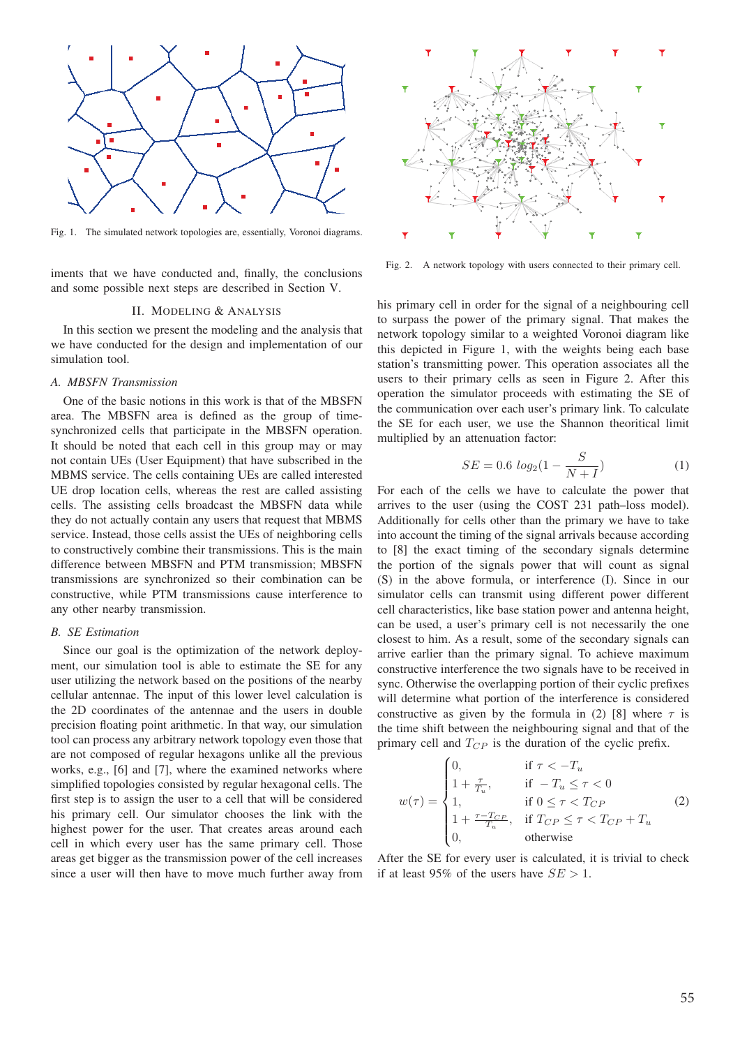Fig. 1. The simulated network topologies are, essentially, Voronoi diagrams.

Fig. 2. A network topology with users connected to their primary cell.

iments that we have conducted and, finally, the conclusions and some possible next steps are described in Section V.

## II. MODELING & ANALYSIS

In this section we present the modeling and the analysis that we have conducted for the design and implementation of our simulation tool.

### A. MBSFN Transmission

One of the basic notions in this work is that of the MBSFN area. The MBSFN area is defined as the group of time-synchronized cells that participate in the MBSFN operation. It should be noted that each cell in this group may or may not contain UEs (User Equipment) that have subscribed in the MBMS service. The cells containing UEs are called interested UE drop location cells, whereas the rest are called assisting cells. The assisting cells broadcast the MBSFN data while they do not actually contain any users that request that MBMS service. Instead, those cells assist the UEs of neighboring cells to constructively combine their transmissions. This is the main difference between MBSFN and PTM transmission; MBSFN transmissions are synchronized so their combination can be constructive, while PTM transmissions cause interference to any other nearby transmission.

### B. SE Estimation

Since our goal is the optimization of the network deployment, our simulation tool is able to estimate the SE for any user utilizing the network based on the positions of the nearby cellular antennae. The input of this lower level calculation is the 2D coordinates of the antennae and the users in double precision floating point arithmetic. In that way, our simulation tool can process any arbitrary network topology even those that are not composed of regular hexagons unlike all the previous works, e.g., [6] and [7], where the examined networks where simplified topologies consisted by regular hexagonal cells. The first step is to assign the user to a cell that will be considered his primary cell. Our simulator chooses the link with the highest power for the user. That creates areas around each cell in which every user has the same primary cell. Those areas get bigger as the transmission power of the cell increases since a user will then have to move much further away from his primary cell in order for the signal of a neighbouring cell to surpass the power of the primary signal. That makes the network topology similar to a weighted Voronoi diagram like this depicted in Figure 1, with the weights being each base station's transmitting power. This operation associates all the users to their primary cells as seen in Figure 2. After this operation the simulator proceeds with estimating the SE of the communication over each user's primary link. To calculate the SE for each user, we use the Shannon theoritical limit multiplied by an attenuation factor:

$$SE = 0.6 \; log_2(1 - \frac{S}{N+I}) \tag{1}$$

For each of the cells we have to calculate the power that arrives to the user (using the COST 231 path–loss model). Additionally for cells other than the primary we have to take into account the timing of the signal arrivals because according to [8] the exact timing of the secondary signals determine the portion of the signals power that will count as signal (S) in the above formula, or interference (I). Since in our simulator cells can transmit using different power different cell characteristics, like base station power and antenna height, can be used, a user's primary cell is not necessarily the one closest to him. As a result, some of the secondary signals can arrive earlier than the primary signal. To achieve maximum constructive interference the two signals have to be received in sync. Otherwise the overlapping portion of their cyclic prefixes will determine what portion of the interference is considered constructive as given by the formula in (2) [8] where $\tau$ is the time shift between the neighbouring signal and that of the primary cell and $T_{CP}$ is the duration of the cyclic prefix.

$$w(\tau) = \begin{cases} 0, & \text{if } \tau < -T_u \\ 1 + \frac{\tau}{T_u}, & \text{if } -T_u \leq \tau < 0 \\ 1, & \text{if } 0 \leq \tau < T_{CP} \\ 1 + \frac{\tau - T_{CP}}{T_u}, & \text{if } T_{CP} \leq \tau < T_{CP} + T_u \\ 0, & \text{otherwise} \end{cases} \tag{2}$$

After the SE for every user is calculated, it is trivial to check if at least 95% of the users have $SE > 1$.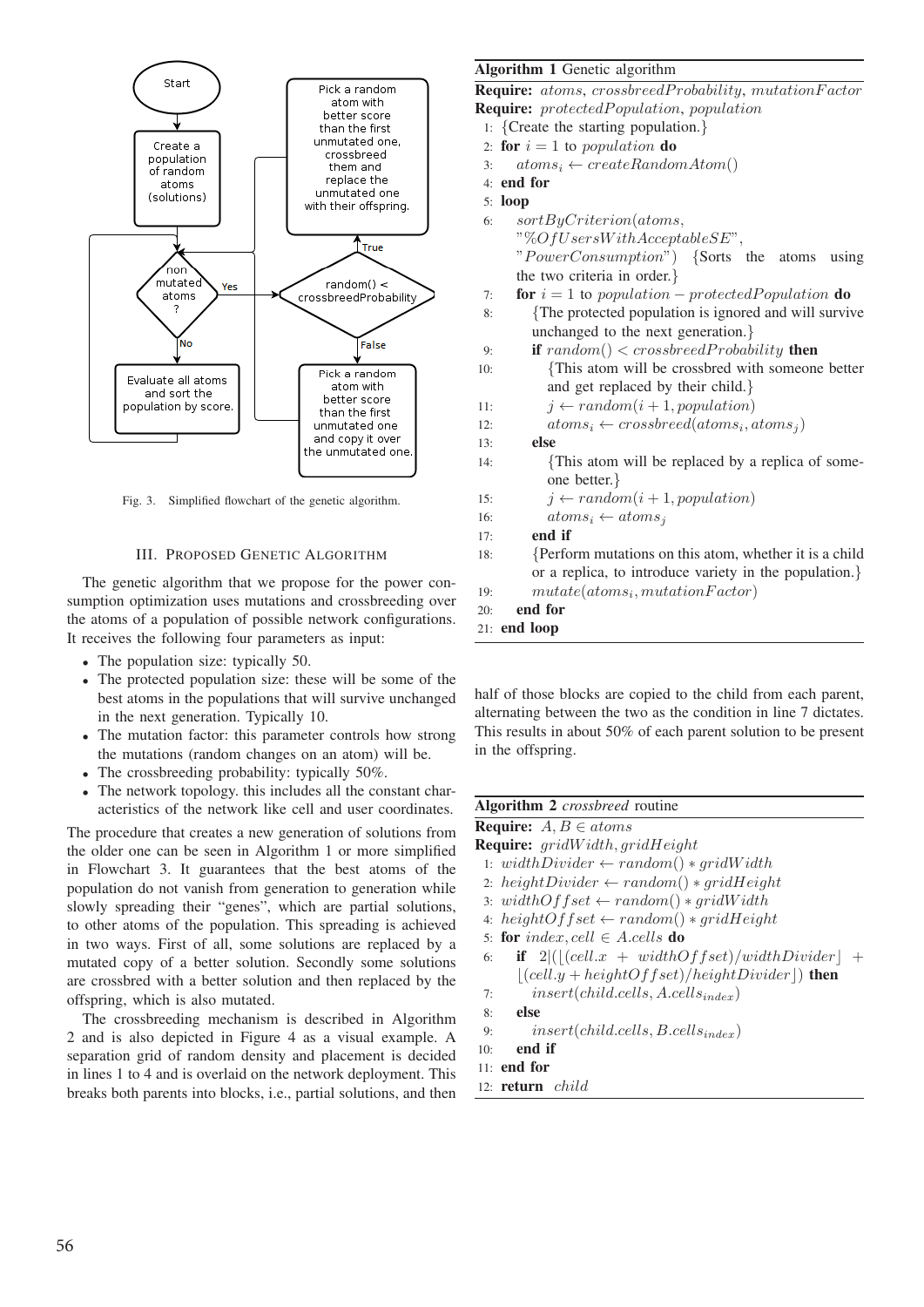Fig. 3. Simplified flowchart of the genetic algorithm.

## III. Proposed Genetic Algorithm

The genetic algorithm that we propose for the power consumption optimization uses mutations and crossbreeding over the atoms of a population of possible network configurations. It receives the following four parameters as input:

- The population size: typically 50.
- The protected population size: these will be some of the best atoms in the populations that will survive unchanged in the next generation. Typically 10.
- The mutation factor: this parameter controls how strong the mutations (random changes on an atom) will be.
- The crossbreeding probability: typically 50%.
- The network topology. this includes all the constant characteristics of the network like cell and user coordinates.

The procedure that creates a new generation of solutions from the older one can be seen in Algorithm 1 or more simplified in Flowchart 3. It guarantees that the best atoms of the population do not vanish from generation to generation while slowly spreading their "genes", which are partial solutions, to other atoms of the population. This spreading is achieved in two ways. First of all, some solutions are replaced by a mutated copy of a better solution. Secondly some solutions are crossbred with a better solution and then replaced by the offspring, which is also mutated.

The crossbreeding mechanism is described in Algorithm 2 and is also depicted in Figure 4 as a visual example. A separation grid of random density and placement is decided in lines 1 to 4 and is overlaid on the network deployment. This breaks both parents into blocks, i.e., partial solutions, and then half of those blocks are copied to the child from each parent, alternating between the two as the condition in line 7 dictates. This results in about 50% of each parent solution to be present in the offspring.

**Algorithm 1** Genetic algorithm

**Require:** $atoms$, $crossbreedProbability$, $mutationFactor$
**Require:** $protectedPopulation$, $population$

1: {Create the starting population.}
2: **for** $i = 1$ to $population$ **do**
3: $\quad atoms_i \leftarrow createRandomAtom()$
4: **end for**
5: **loop**
6: $\quad sortByCriterion(atoms,$ "$\%OfUsersWithAcceptableSE$", "$PowerConsumption$") {Sorts the atoms using the two criteria in order.}
7: $\quad$ **for** $i = 1$ to $population - protectedPopulation$ **do**
8: $\quad\quad$ {The protected population is ignored and will survive unchanged to the next generation.}
9: $\quad\quad$ **if** $random() < crossbreedProbability$ **then**
10: $\quad\quad\quad$ {This atom will be crossbred with someone better and get replaced by their child.}
11: $\quad\quad\quad j \leftarrow random(i + 1, population)$
12: $\quad\quad\quad atoms_i \leftarrow crossbreed(atoms_i, atoms_j)$
13: $\quad\quad$ **else**
14: $\quad\quad\quad$ {This atom will be replaced by a replica of someone better.}
15: $\quad\quad\quad j \leftarrow random(i + 1, population)$
16: $\quad\quad\quad atoms_i \leftarrow atoms_j$
17: $\quad\quad$ **end if**
18: $\quad\quad$ {Perform mutations on this atom, whether it is a child or a replica, to introduce variety in the population.}
19: $\quad\quad mutate(atoms_i, mutationFactor)$
20: $\quad$ **end for**
21: **end loop**

**Algorithm 2** *crossbreed* routine

**Require:** $A, B \in atoms$
**Require:** $gridWidth$, $gridHeight$

1: $widthDivider \leftarrow random() * gridWidth$
2: $heightDivider \leftarrow random() * gridHeight$
3: $widthOffset \leftarrow random() * gridWidth$
4: $heightOffset \leftarrow random() * gridHeight$
5: **for** $index, cell \in A.cells$ **do**
6: $\quad$ **if** $2|(\lfloor(cell.x + widthOffset)/widthDivider\rfloor + \lfloor(cell.y + heightOffset)/heightDivider\rfloor)$ **then**
7: $\quad\quad insert(child.cells, A.cells_{index})$
8: $\quad$ **else**
9: $\quad\quad insert(child.cells, B.cells_{index})$
10: $\quad$ **end if**
11: **end for**
12: **return** $child$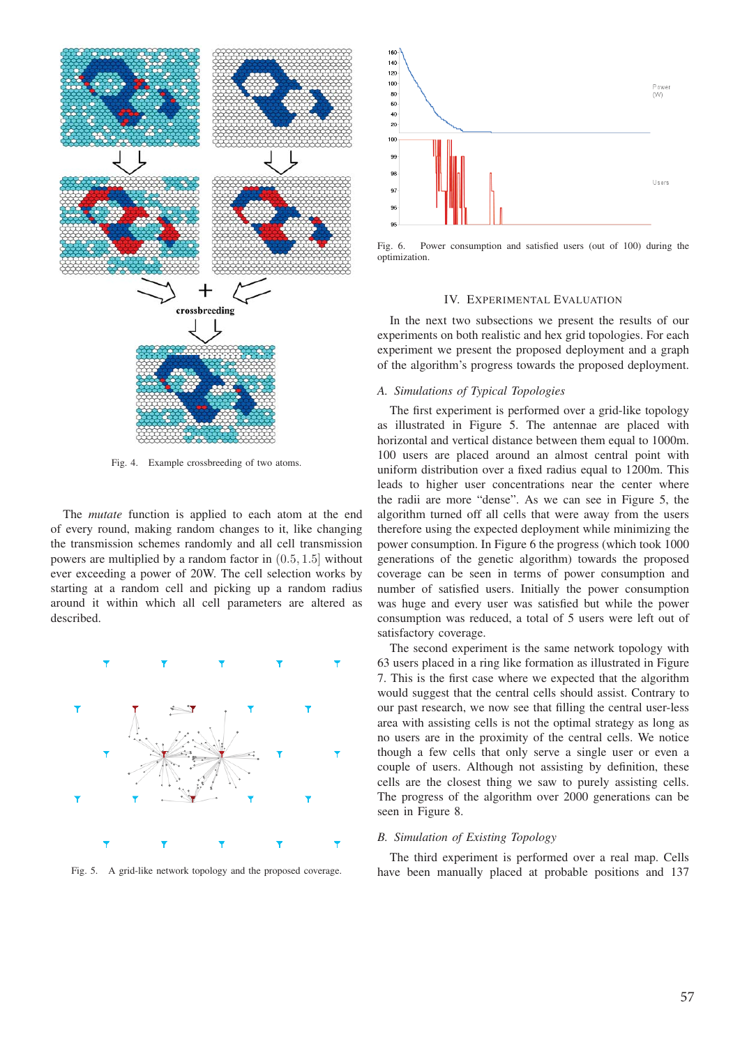Fig. 4. Example crossbreeding of two atoms.

The *mutate* function is applied to each atom at the end of every round, making random changes to it, like changing the transmission schemes randomly and all cell transmission powers are multiplied by a random factor in $(0.5, 1.5]$ without ever exceeding a power of 20W. The cell selection works by starting at a random cell and picking up a random radius around it within which all cell parameters are altered as described.

Fig. 5. A grid-like network topology and the proposed coverage.

Fig. 6. Power consumption and satisfied users (out of 100) during the optimization.

## IV. Experimental Evaluation

In the next two subsections we present the results of our experiments on both realistic and hex grid topologies. For each experiment we present the proposed deployment and a graph of the algorithm's progress towards the proposed deployment.

### A. Simulations of Typical Topologies

The first experiment is performed over a grid-like topology as illustrated in Figure 5. The antennae are placed with horizontal and vertical distance between them equal to 1000m. 100 users are placed around an almost central point with uniform distribution over a fixed radius equal to 1200m. This leads to higher user concentrations near the center where the radii are more "dense". As we can see in Figure 5, the algorithm turned off all cells that were away from the users therefore using the expected deployment while minimizing the power consumption. In Figure 6 the progress (which took 1000 generations of the genetic algorithm) towards the proposed coverage can be seen in terms of power consumption and number of satisfied users. Initially the power consumption was huge and every user was satisfied but while the power consumption was reduced, a total of 5 users were left out of satisfactory coverage.

The second experiment is the same network topology with 63 users placed in a ring like formation as illustrated in Figure 7. This is the first case where we expected that the algorithm would suggest that the central cells should assist. Contrary to our past research, we now see that filling the central user-less area with assisting cells is not the optimal strategy as long as no users are in the proximity of the central cells. We notice though a few cells that only serve a single user or even a couple of users. Although not assisting by definition, these cells are the closest thing we saw to purely assisting cells. The progress of the algorithm over 2000 generations can be seen in Figure 8.

### B. Simulation of Existing Topology

The third experiment is performed over a real map. Cells have been manually placed at probable positions and 137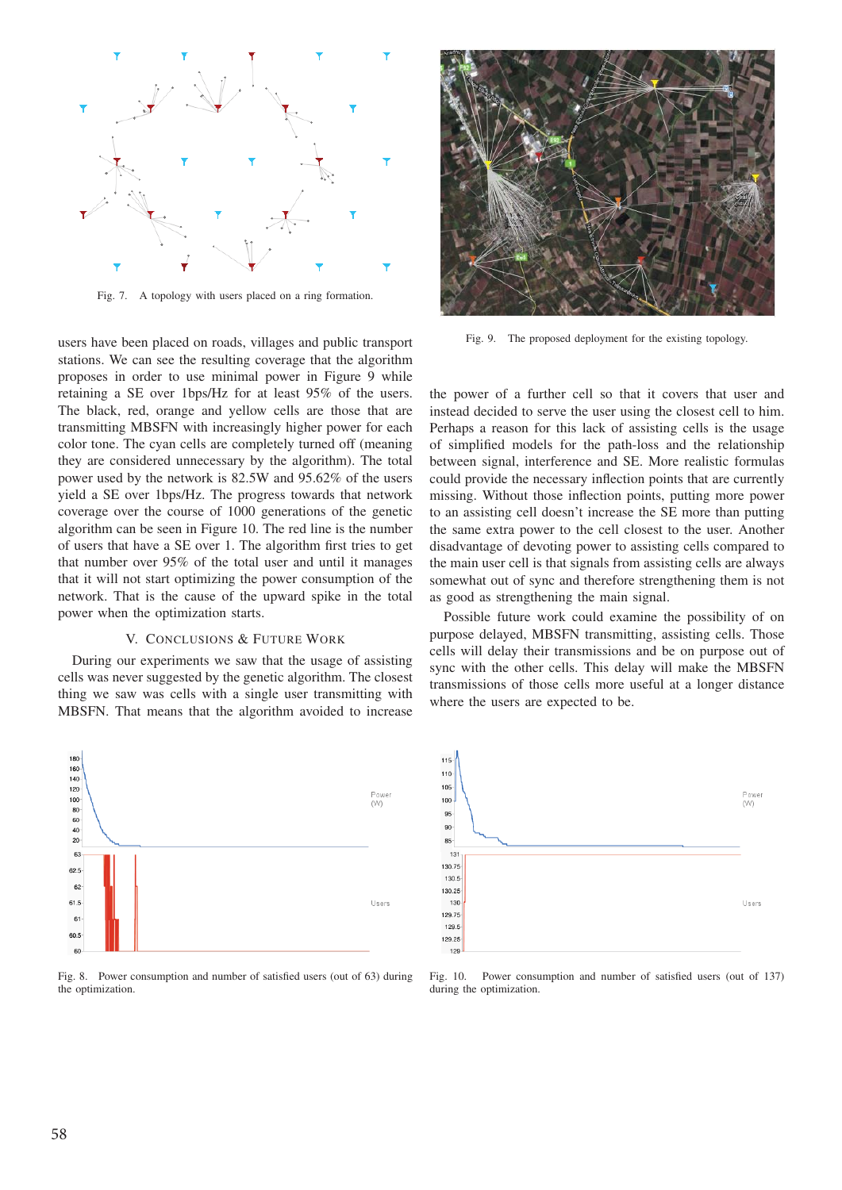Fig. 7. A topology with users placed on a ring formation.

Fig. 9. The proposed deployment for the existing topology.

users have been placed on roads, villages and public transport stations. We can see the resulting coverage that the algorithm proposes in order to use minimal power in Figure 9 while retaining a SE over 1bps/Hz for at least 95% of the users. The black, red, orange and yellow cells are those that are transmitting MBSFN with increasingly higher power for each color tone. The cyan cells are completely turned off (meaning they are considered unnecessary by the algorithm). The total power used by the network is 82.5W and 95.62% of the users yield a SE over 1bps/Hz. The progress towards that network coverage over the course of 1000 generations of the genetic algorithm can be seen in Figure 10. The red line is the number of users that have a SE over 1. The algorithm first tries to get that number over 95% of the total user and until it manages that it will not start optimizing the power consumption of the network. That is the cause of the upward spike in the total power when the optimization starts.

## V. Conclusions & Future Work

During our experiments we saw that the usage of assisting cells was never suggested by the genetic algorithm. The closest thing we saw was cells with a single user transmitting with MBSFN. That means that the algorithm avoided to increase the power of a further cell so that it covers that user and instead decided to serve the user using the closest cell to him. Perhaps a reason for this lack of assisting cells is the usage of simplified models for the path-loss and the relationship between signal, interference and SE. More realistic formulas could provide the necessary inflection points that are currently missing. Without those inflection points, putting more power to an assisting cell doesn't increase the SE more than putting the same extra power to the cell closest to the user. Another disadvantage of devoting power to assisting cells compared to the main user cell is that signals from assisting cells are always somewhat out of sync and therefore strengthening them is not as good as strengthening the main signal.

Possible future work could examine the possibility of on purpose delayed, MBSFN transmitting, assisting cells. Those cells will delay their transmissions and be on purpose out of sync with the other cells. This delay will make the MBSFN transmissions of those cells more useful at a longer distance where the users are expected to be.

Fig. 8. Power consumption and number of satisfied users (out of 63) during the optimization.

Fig. 10. Power consumption and number of satisfied users (out of 137) during the optimization.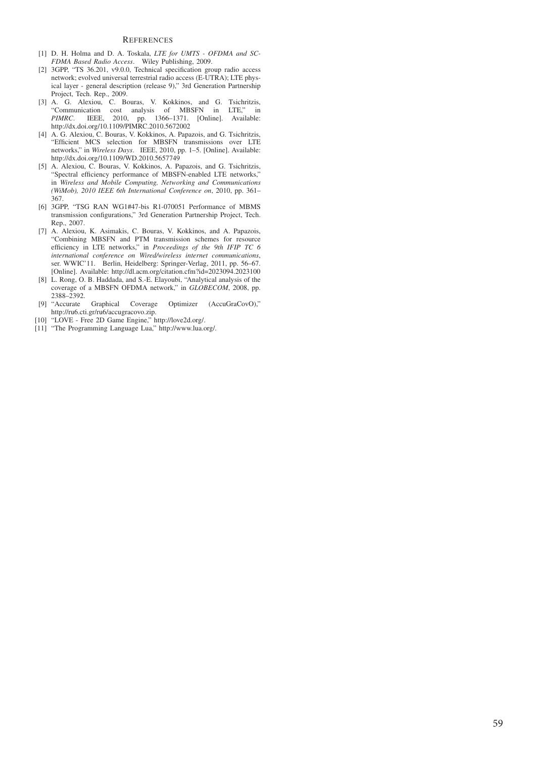## References

[1] D. H. Holma and D. A. Toskala, *LTE for UMTS - OFDMA and SC-FDMA Based Radio Access*. Wiley Publishing, 2009.

[2] 3GPP, "TS 36.201, v9.0.0, Technical specification group radio access network; evolved universal terrestrial radio access (E-UTRA); LTE physical layer - general description (release 9)," 3rd Generation Partnership Project, Tech. Rep., 2009.

[3] A. G. Alexiou, C. Bouras, V. Kokkinos, and G. Tsichritzis, "Communication cost analysis of MBSFN in LTE," in *PIMRC*. IEEE, 2010, pp. 1366–1371. [Online]. Available: http://dx.doi.org/10.1109/PIMRC.2010.5672002

[4] A. G. Alexiou, C. Bouras, V. Kokkinos, A. Papazois, and G. Tsichritzis, "Efficient MCS selection for MBSFN transmissions over LTE networks," in *Wireless Days*. IEEE, 2010, pp. 1–5. [Online]. Available: http://dx.doi.org/10.1109/WD.2010.5657749

[5] A. Alexiou, C. Bouras, V. Kokkinos, A. Papazois, and G. Tsichritzis, "Spectral efficiency performance of MBSFN-enabled LTE networks," in *Wireless and Mobile Computing, Networking and Communications (WiMob), 2010 IEEE 6th International Conference on*, 2010, pp. 361–367.

[6] 3GPP, "TSG RAN WG1#47-bis R1-070051 Performance of MBMS transmission configurations," 3rd Generation Partnership Project, Tech. Rep., 2007.

[7] A. Alexiou, K. Asimakis, C. Bouras, V. Kokkinos, and A. Papazois, "Combining MBSFN and PTM transmission schemes for resource efficiency in LTE networks," in *Proceedings of the 9th IFIP TC 6 international conference on Wired/wireless internet communications*, ser. WWIC'11. Berlin, Heidelberg: Springer-Verlag, 2011, pp. 56–67. [Online]. Available: http://dl.acm.org/citation.cfm?id=2023094.2023100

[8] L. Rong, O. B. Haddada, and S.-E. Elayoubi, "Analytical analysis of the coverage of a MBSFN OFDMA network," in *GLOBECOM*, 2008, pp. 2388–2392.

[9] "Accurate Graphical Coverage Optimizer (AccuGraCovO)," http://ru6.cti.gr/ru6/accugracovo.zip.

[10] "LOVE - Free 2D Game Engine," http://love2d.org/.

[11] "The Programming Language Lua," http://www.lua.org/.